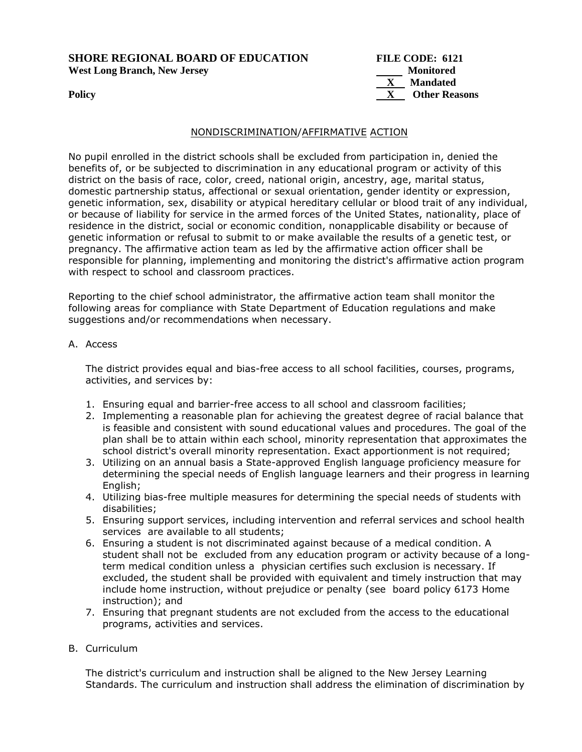**SHORE REGIONAL BOARD OF EDUCATION** **FILE CODE: 6121**
**West Long Branch, New Jersey**

\_\_\_\_\_ **Monitored**
**X** **Mandated**
**Policy** **X** **Other Reasons**

## NONDISCRIMINATION/AFFIRMATIVE ACTION

No pupil enrolled in the district schools shall be excluded from participation in, denied the benefits of, or be subjected to discrimination in any educational program or activity of this district on the basis of race, color, creed, national origin, ancestry, age, marital status, domestic partnership status, affectional or sexual orientation, gender identity or expression, genetic information, sex, disability or atypical hereditary cellular or blood trait of any individual, or because of liability for service in the armed forces of the United States, nationality, place of residence in the district, social or economic condition, nonapplicable disability or because of genetic information or refusal to submit to or make available the results of a genetic test, or pregnancy. The affirmative action team as led by the affirmative action officer shall be responsible for planning, implementing and monitoring the district's affirmative action program with respect to school and classroom practices.

Reporting to the chief school administrator, the affirmative action team shall monitor the following areas for compliance with State Department of Education regulations and make suggestions and/or recommendations when necessary.

A. Access

The district provides equal and bias-free access to all school facilities, courses, programs, activities, and services by:

1. Ensuring equal and barrier-free access to all school and classroom facilities;
2. Implementing a reasonable plan for achieving the greatest degree of racial balance that is feasible and consistent with sound educational values and procedures. The goal of the plan shall be to attain within each school, minority representation that approximates the school district's overall minority representation. Exact apportionment is not required;
3. Utilizing on an annual basis a State-approved English language proficiency measure for determining the special needs of English language learners and their progress in learning English;
4. Utilizing bias-free multiple measures for determining the special needs of students with disabilities;
5. Ensuring support services, including intervention and referral services and school health services are available to all students;
6. Ensuring a student is not discriminated against because of a medical condition. A student shall not be excluded from any education program or activity because of a long-term medical condition unless a physician certifies such exclusion is necessary. If excluded, the student shall be provided with equivalent and timely instruction that may include home instruction, without prejudice or penalty (see board policy 6173 Home instruction); and
7. Ensuring that pregnant students are not excluded from the access to the educational programs, activities and services.

B. Curriculum

The district's curriculum and instruction shall be aligned to the New Jersey Learning Standards. The curriculum and instruction shall address the elimination of discrimination by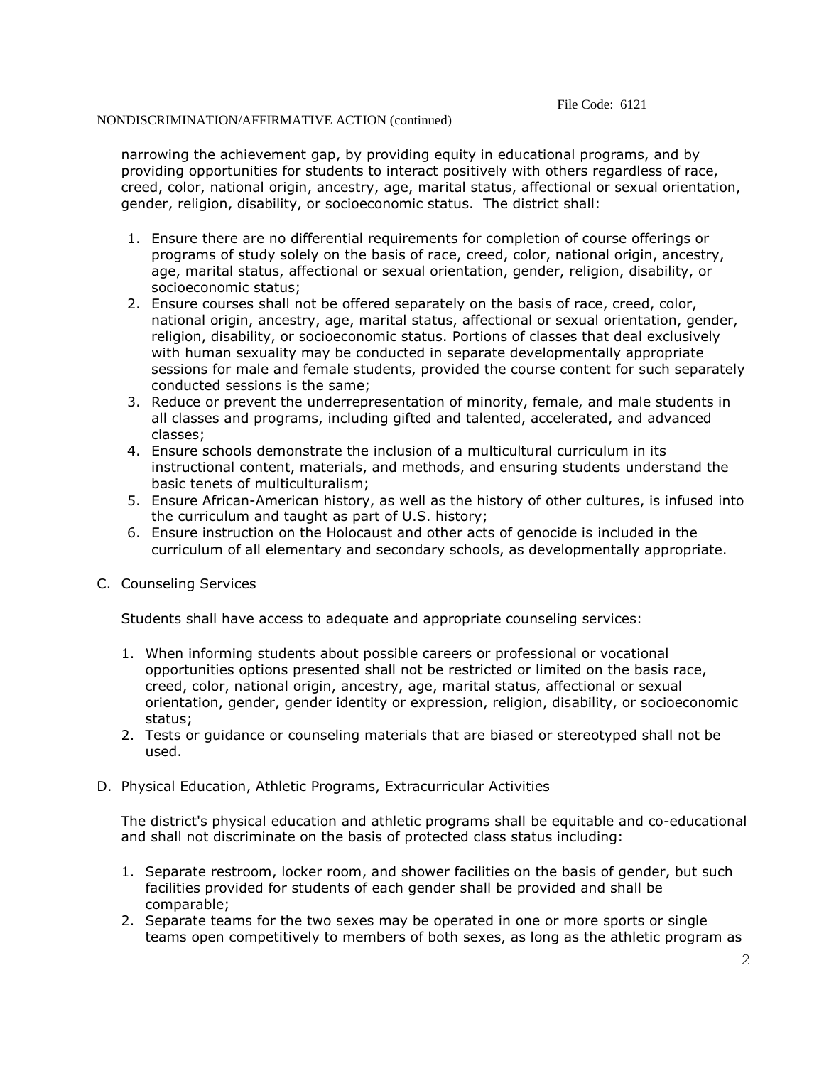narrowing the achievement gap, by providing equity in educational programs, and by providing opportunities for students to interact positively with others regardless of race, creed, color, national origin, ancestry, age, marital status, affectional or sexual orientation, gender, religion, disability, or socioeconomic status. The district shall:

1. Ensure there are no differential requirements for completion of course offerings or programs of study solely on the basis of race, creed, color, national origin, ancestry, age, marital status, affectional or sexual orientation, gender, religion, disability, or socioeconomic status;
2. Ensure courses shall not be offered separately on the basis of race, creed, color, national origin, ancestry, age, marital status, affectional or sexual orientation, gender, religion, disability, or socioeconomic status. Portions of classes that deal exclusively with human sexuality may be conducted in separate developmentally appropriate sessions for male and female students, provided the course content for such separately conducted sessions is the same;
3. Reduce or prevent the underrepresentation of minority, female, and male students in all classes and programs, including gifted and talented, accelerated, and advanced classes;
4. Ensure schools demonstrate the inclusion of a multicultural curriculum in its instructional content, materials, and methods, and ensuring students understand the basic tenets of multiculturalism;
5. Ensure African-American history, as well as the history of other cultures, is infused into the curriculum and taught as part of U.S. history;
6. Ensure instruction on the Holocaust and other acts of genocide is included in the curriculum of all elementary and secondary schools, as developmentally appropriate.

C. Counseling Services

Students shall have access to adequate and appropriate counseling services:

1. When informing students about possible careers or professional or vocational opportunities options presented shall not be restricted or limited on the basis race, creed, color, national origin, ancestry, age, marital status, affectional or sexual orientation, gender, gender identity or expression, religion, disability, or socioeconomic status;
2. Tests or guidance or counseling materials that are biased or stereotyped shall not be used.

D. Physical Education, Athletic Programs, Extracurricular Activities

The district's physical education and athletic programs shall be equitable and co-educational and shall not discriminate on the basis of protected class status including:

1. Separate restroom, locker room, and shower facilities on the basis of gender, but such facilities provided for students of each gender shall be provided and shall be comparable;
2. Separate teams for the two sexes may be operated in one or more sports or single teams open competitively to members of both sexes, as long as the athletic program as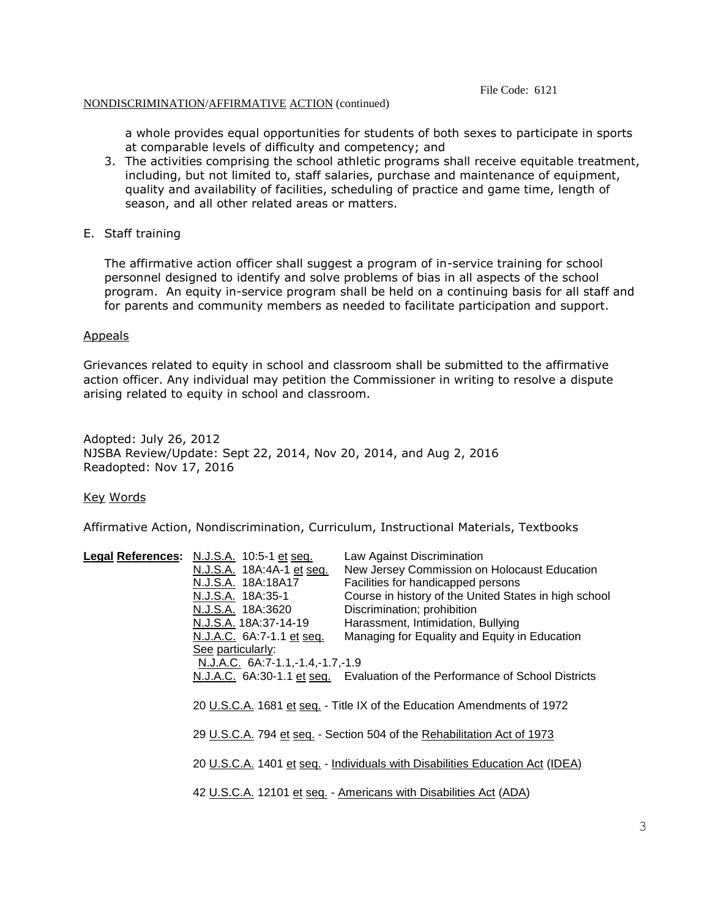a whole provides equal opportunities for students of both sexes to participate in sports at comparable levels of difficulty and competency; and

3. The activities comprising the school athletic programs shall receive equitable treatment, including, but not limited to, staff salaries, purchase and maintenance of equipment, quality and availability of facilities, scheduling of practice and game time, length of season, and all other related areas or matters.

E. Staff training

The affirmative action officer shall suggest a program of in-service training for school personnel designed to identify and solve problems of bias in all aspects of the school program. An equity in-service program shall be held on a continuing basis for all staff and for parents and community members as needed to facilitate participation and support.

Appeals

Grievances related to equity in school and classroom shall be submitted to the affirmative action officer. Any individual may petition the Commissioner in writing to resolve a dispute arising related to equity in school and classroom.

Adopted: July 26, 2012
NJSBA Review/Update: Sept 22, 2014, Nov 20, 2014, and Aug 2, 2016
Readopted: Nov 17, 2016

Key Words

Affirmative Action, Nondiscrimination, Curriculum, Instructional Materials, Textbooks

**Legal References:**

| | |
|---|---|
| N.J.S.A. 10:5-1 et seq. | Law Against Discrimination |
| N.J.S.A. 18A:4A-1 et seq. | New Jersey Commission on Holocaust Education |
| N.J.S.A. 18A:18A17 | Facilities for handicapped persons |
| N.J.S.A. 18A:35-1 | Course in history of the United States in high school |
| N.J.S.A. 18A:3620 | Discrimination; prohibition |
| N.J.S.A. 18A:37-14-19 | Harassment, Intimidation, Bullying |
| N.J.A.C. 6A:7-1.1 et seq. | Managing for Equality and Equity in Education |
| See particularly: N.J.A.C. 6A:7-1.1,-1.4,-1.7,-1.9 | |
| N.J.A.C. 6A:30-1.1 et seq. | Evaluation of the Performance of School Districts |

20 U.S.C.A. 1681 et seq. - Title IX of the Education Amendments of 1972

29 U.S.C.A. 794 et seq. - Section 504 of the Rehabilitation Act of 1973

20 U.S.C.A. 1401 et seq. - Individuals with Disabilities Education Act (IDEA)

42 U.S.C.A. 12101 et seq. - Americans with Disabilities Act (ADA)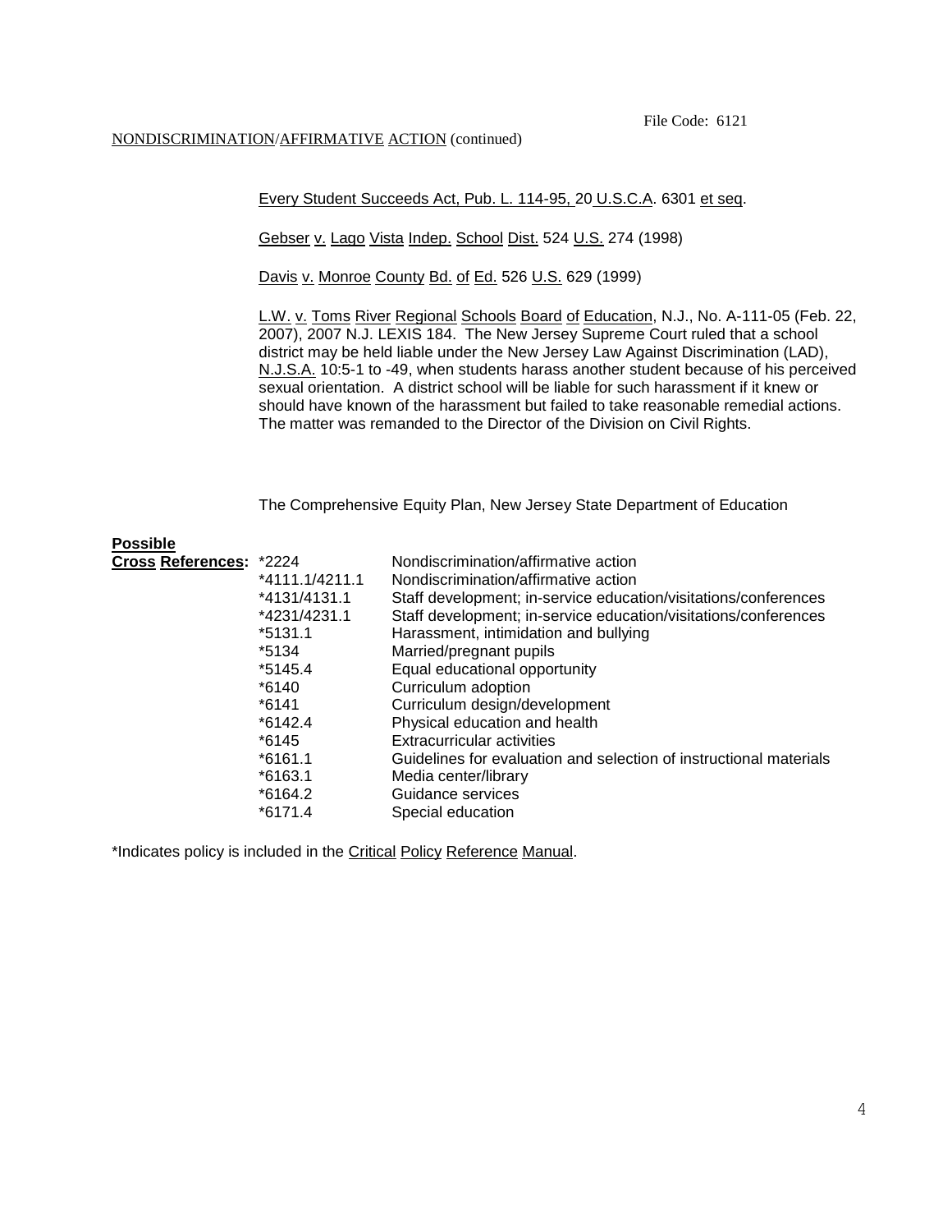Every Student Succeeds Act, Pub. L. 114-95, 20 U.S.C.A. 6301 et seq.

Gebser v. Lago Vista Indep. School Dist. 524 U.S. 274 (1998)

Davis v. Monroe County Bd. of Ed. 526 U.S. 629 (1999)

L.W. v. Toms River Regional Schools Board of Education, N.J., No. A-111-05 (Feb. 22, 2007), 2007 N.J. LEXIS 184. The New Jersey Supreme Court ruled that a school district may be held liable under the New Jersey Law Against Discrimination (LAD), N.J.S.A. 10:5-1 to -49, when students harass another student because of his perceived sexual orientation. A district school will be liable for such harassment if it knew or should have known of the harassment but failed to take reasonable remedial actions. The matter was remanded to the Director of the Division on Civil Rights.

The Comprehensive Equity Plan, New Jersey State Department of Education

**Possible Cross References:**

| | | |
|---|---|---|
| | *2224 | Nondiscrimination/affirmative action |
| | *4111.1/4211.1 | Nondiscrimination/affirmative action |
| | *4131/4131.1 | Staff development; in-service education/visitations/conferences |
| | *4231/4231.1 | Staff development; in-service education/visitations/conferences |
| | *5131.1 | Harassment, intimidation and bullying |
| | *5134 | Married/pregnant pupils |
| | *5145.4 | Equal educational opportunity |
| | *6140 | Curriculum adoption |
| | *6141 | Curriculum design/development |
| | *6142.4 | Physical education and health |
| | *6145 | Extracurricular activities |
| | *6161.1 | Guidelines for evaluation and selection of instructional materials |
| | *6163.1 | Media center/library |
| | *6164.2 | Guidance services |
| | *6171.4 | Special education |

*Indicates policy is included in the Critical Policy Reference Manual.